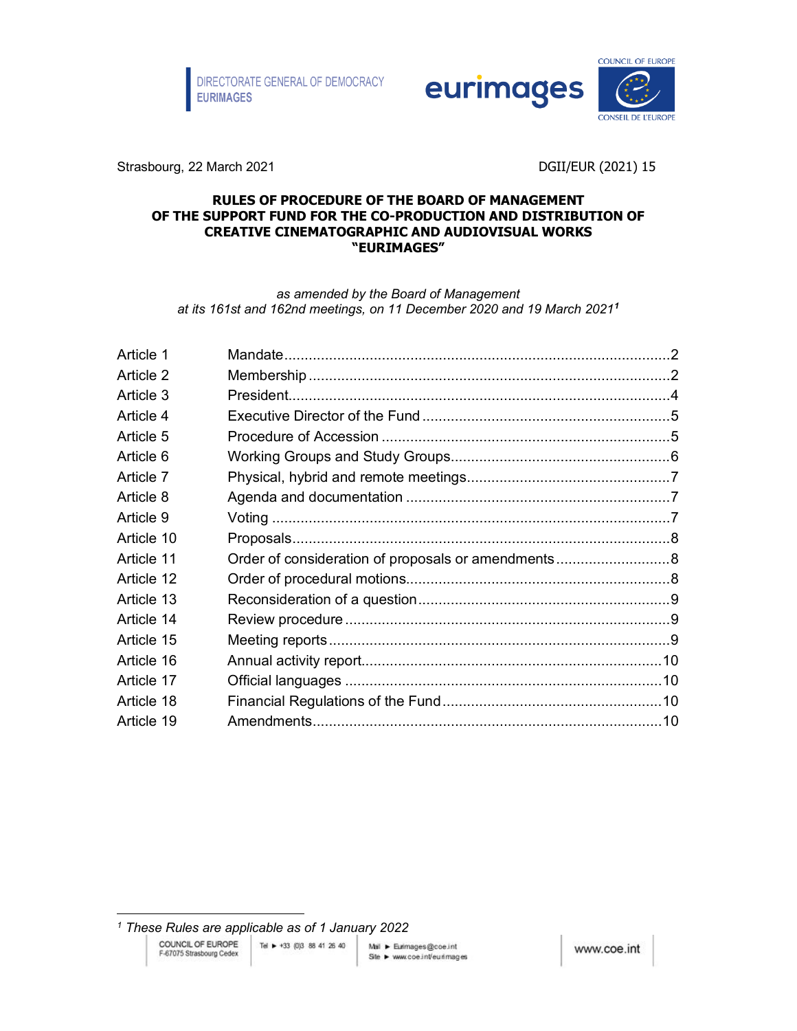DIRECTORATE GENERAL OF DEMOCRACY
EURIMAGES

Strasbourg, 22 March 2021

DGII/EUR (2021) 15

# RULES OF PROCEDURE OF THE BOARD OF MANAGEMENT OF THE SUPPORT FUND FOR THE CO-PRODUCTION AND DISTRIBUTION OF CREATIVE CINEMATOGRAPHIC AND AUDIOVISUAL WORKS "EURIMAGES"

*as amended by the Board of Management at its 161st and 162nd meetings, on 11 December 2020 and 19 March 2021*[1]

| | | |
|---|---|---|
| Article 1 | Mandate | 2 |
| Article 2 | Membership | 2 |
| Article 3 | President | 4 |
| Article 4 | Executive Director of the Fund | 5 |
| Article 5 | Procedure of Accession | 5 |
| Article 6 | Working Groups and Study Groups | 6 |
| Article 7 | Physical, hybrid and remote meetings | 7 |
| Article 8 | Agenda and documentation | 7 |
| Article 9 | Voting | 7 |
| Article 10 | Proposals | 8 |
| Article 11 | Order of consideration of proposals or amendments | 8 |
| Article 12 | Order of procedural motions | 8 |
| Article 13 | Reconsideration of a question | 9 |
| Article 14 | Review procedure | 9 |
| Article 15 | Meeting reports | 9 |
| Article 16 | Annual activity report | 10 |
| Article 17 | Official languages | 10 |
| Article 18 | Financial Regulations of the Fund | 10 |
| Article 19 | Amendments | 10 |

[1] *These Rules are applicable as of 1 January 2022*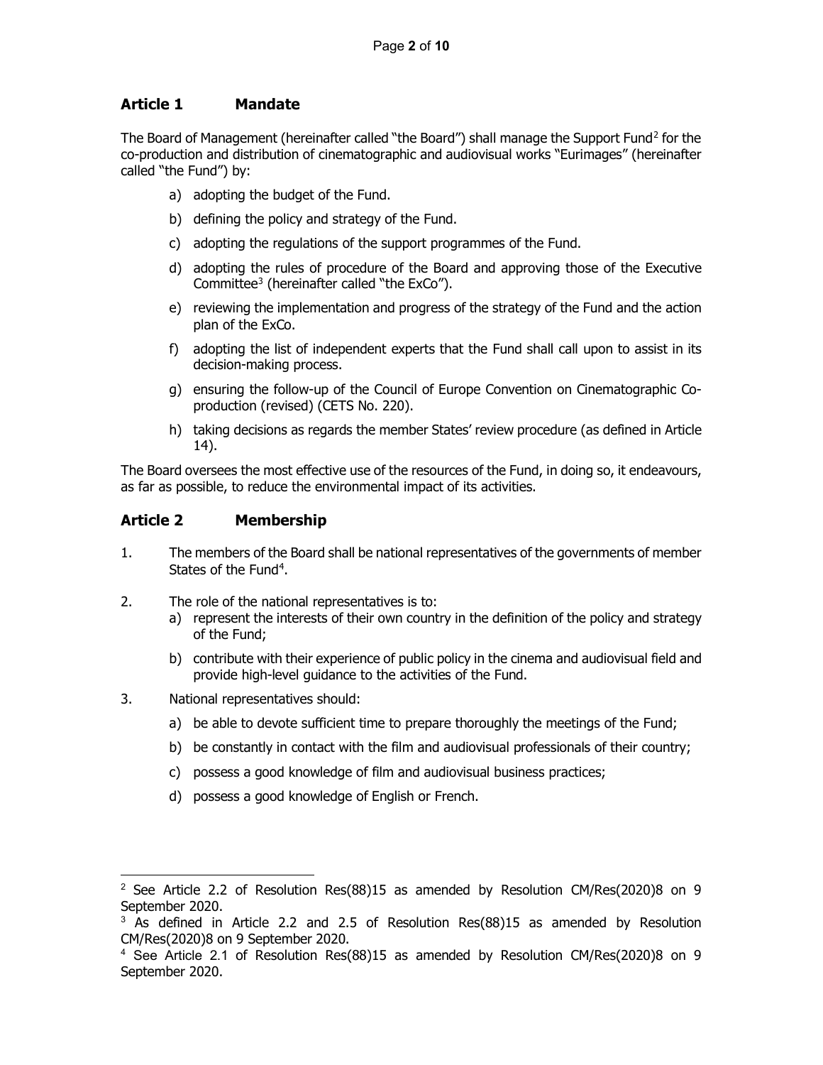## Article 1 Mandate

The Board of Management (hereinafter called "the Board") shall manage the Support Fund[2] for the co-production and distribution of cinematographic and audiovisual works "Eurimages" (hereinafter called "the Fund") by:

a) adopting the budget of the Fund.

b) defining the policy and strategy of the Fund.

c) adopting the regulations of the support programmes of the Fund.

d) adopting the rules of procedure of the Board and approving those of the Executive Committee[3] (hereinafter called "the ExCo").

e) reviewing the implementation and progress of the strategy of the Fund and the action plan of the ExCo.

f) adopting the list of independent experts that the Fund shall call upon to assist in its decision-making process.

g) ensuring the follow-up of the Council of Europe Convention on Cinematographic Co-production (revised) (CETS No. 220).

h) taking decisions as regards the member States' review procedure (as defined in Article 14).

The Board oversees the most effective use of the resources of the Fund, in doing so, it endeavours, as far as possible, to reduce the environmental impact of its activities.

## Article 2 Membership

1. The members of the Board shall be national representatives of the governments of member States of the Fund[4].

2. The role of the national representatives is to:
   a) represent the interests of their own country in the definition of the policy and strategy of the Fund;
   b) contribute with their experience of public policy in the cinema and audiovisual field and provide high-level guidance to the activities of the Fund.

3. National representatives should:
   a) be able to devote sufficient time to prepare thoroughly the meetings of the Fund;
   b) be constantly in contact with the film and audiovisual professionals of their country;
   c) possess a good knowledge of film and audiovisual business practices;
   d) possess a good knowledge of English or French.

---

[2] See Article 2.2 of Resolution Res(88)15 as amended by Resolution CM/Res(2020)8 on 9 September 2020.

[3] As defined in Article 2.2 and 2.5 of Resolution Res(88)15 as amended by Resolution CM/Res(2020)8 on 9 September 2020.

[4] See Article 2.1 of Resolution Res(88)15 as amended by Resolution CM/Res(2020)8 on 9 September 2020.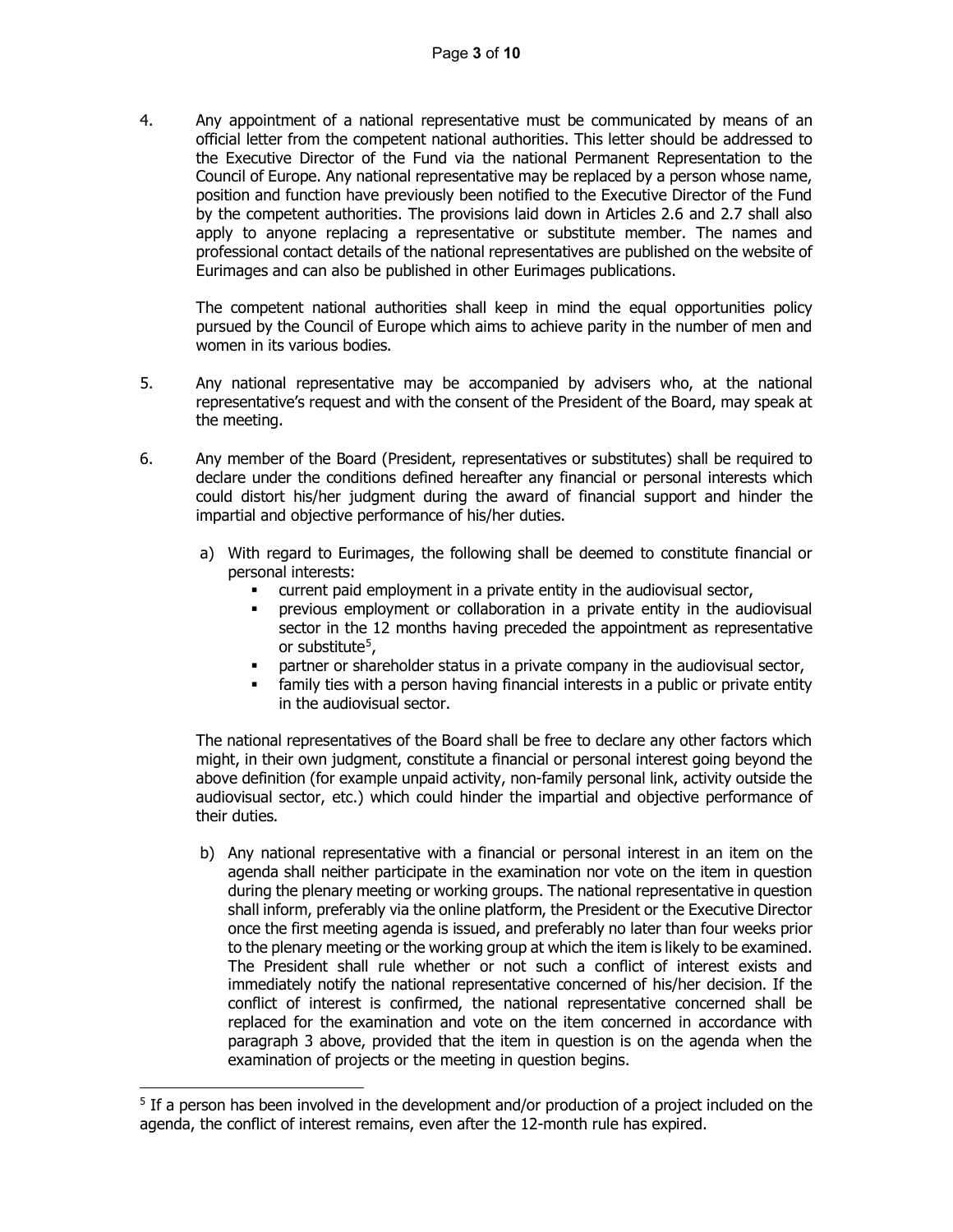4. Any appointment of a national representative must be communicated by means of an official letter from the competent national authorities. This letter should be addressed to the Executive Director of the Fund via the national Permanent Representation to the Council of Europe. Any national representative may be replaced by a person whose name, position and function have previously been notified to the Executive Director of the Fund by the competent authorities. The provisions laid down in Articles 2.6 and 2.7 shall also apply to anyone replacing a representative or substitute member. The names and professional contact details of the national representatives are published on the website of Eurimages and can also be published in other Eurimages publications.

   The competent national authorities shall keep in mind the equal opportunities policy pursued by the Council of Europe which aims to achieve parity in the number of men and women in its various bodies.

5. Any national representative may be accompanied by advisers who, at the national representative's request and with the consent of the President of the Board, may speak at the meeting.

6. Any member of the Board (President, representatives or substitutes) shall be required to declare under the conditions defined hereafter any financial or personal interests which could distort his/her judgment during the award of financial support and hinder the impartial and objective performance of his/her duties.

   a) With regard to Eurimages, the following shall be deemed to constitute financial or personal interests:
      - current paid employment in a private entity in the audiovisual sector,
      - previous employment or collaboration in a private entity in the audiovisual sector in the 12 months having preceded the appointment as representative or substitute[5],
      - partner or shareholder status in a private company in the audiovisual sector,
      - family ties with a person having financial interests in a public or private entity in the audiovisual sector.

   The national representatives of the Board shall be free to declare any other factors which might, in their own judgment, constitute a financial or personal interest going beyond the above definition (for example unpaid activity, non-family personal link, activity outside the audiovisual sector, etc.) which could hinder the impartial and objective performance of their duties.

   b) Any national representative with a financial or personal interest in an item on the agenda shall neither participate in the examination nor vote on the item in question during the plenary meeting or working groups. The national representative in question shall inform, preferably via the online platform, the President or the Executive Director once the first meeting agenda is issued, and preferably no later than four weeks prior to the plenary meeting or the working group at which the item is likely to be examined. The President shall rule whether or not such a conflict of interest exists and immediately notify the national representative concerned of his/her decision. If the conflict of interest is confirmed, the national representative concerned shall be replaced for the examination and vote on the item concerned in accordance with paragraph 3 above, provided that the item in question is on the agenda when the examination of projects or the meeting in question begins.

---

[5] If a person has been involved in the development and/or production of a project included on the agenda, the conflict of interest remains, even after the 12-month rule has expired.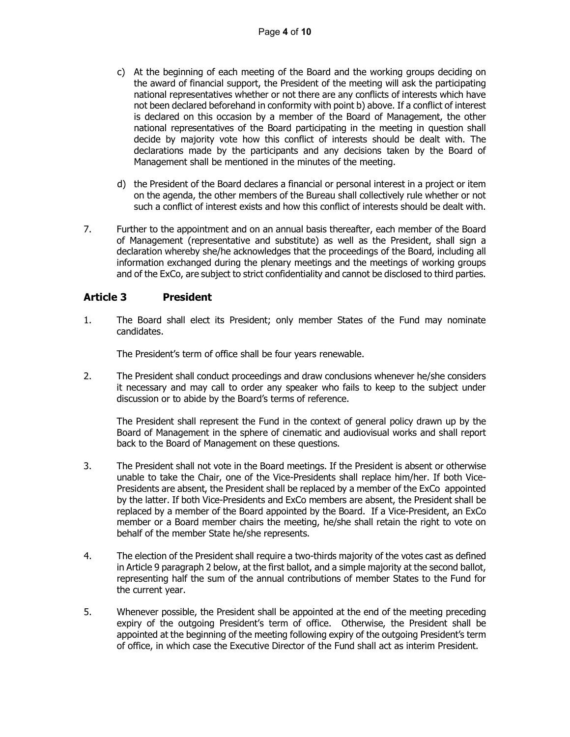c) At the beginning of each meeting of the Board and the working groups deciding on the award of financial support, the President of the meeting will ask the participating national representatives whether or not there are any conflicts of interests which have not been declared beforehand in conformity with point b) above. If a conflict of interest is declared on this occasion by a member of the Board of Management, the other national representatives of the Board participating in the meeting in question shall decide by majority vote how this conflict of interests should be dealt with. The declarations made by the participants and any decisions taken by the Board of Management shall be mentioned in the minutes of the meeting.

d) the President of the Board declares a financial or personal interest in a project or item on the agenda, the other members of the Bureau shall collectively rule whether or not such a conflict of interest exists and how this conflict of interests should be dealt with.

7. Further to the appointment and on an annual basis thereafter, each member of the Board of Management (representative and substitute) as well as the President, shall sign a declaration whereby she/he acknowledges that the proceedings of the Board, including all information exchanged during the plenary meetings and the meetings of working groups and of the ExCo, are subject to strict confidentiality and cannot be disclosed to third parties.

## Article 3 President

1. The Board shall elect its President; only member States of the Fund may nominate candidates.

   The President's term of office shall be four years renewable.

2. The President shall conduct proceedings and draw conclusions whenever he/she considers it necessary and may call to order any speaker who fails to keep to the subject under discussion or to abide by the Board's terms of reference.

   The President shall represent the Fund in the context of general policy drawn up by the Board of Management in the sphere of cinematic and audiovisual works and shall report back to the Board of Management on these questions.

3. The President shall not vote in the Board meetings. If the President is absent or otherwise unable to take the Chair, one of the Vice-Presidents shall replace him/her. If both Vice-Presidents are absent, the President shall be replaced by a member of the ExCo appointed by the latter. If both Vice-Presidents and ExCo members are absent, the President shall be replaced by a member of the Board appointed by the Board. If a Vice-President, an ExCo member or a Board member chairs the meeting, he/she shall retain the right to vote on behalf of the member State he/she represents.

4. The election of the President shall require a two-thirds majority of the votes cast as defined in Article 9 paragraph 2 below, at the first ballot, and a simple majority at the second ballot, representing half the sum of the annual contributions of member States to the Fund for the current year.

5. Whenever possible, the President shall be appointed at the end of the meeting preceding expiry of the outgoing President's term of office. Otherwise, the President shall be appointed at the beginning of the meeting following expiry of the outgoing President's term of office, in which case the Executive Director of the Fund shall act as interim President.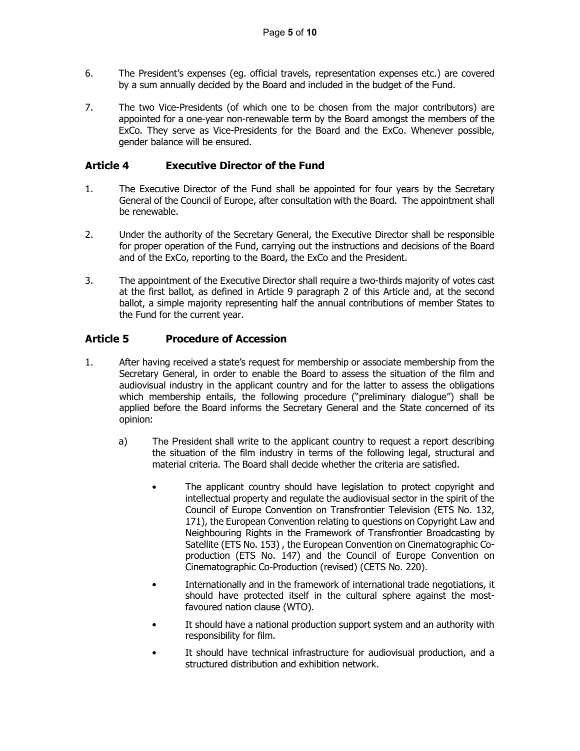6. The President's expenses (eg. official travels, representation expenses etc.) are covered by a sum annually decided by the Board and included in the budget of the Fund.

7. The two Vice-Presidents (of which one to be chosen from the major contributors) are appointed for a one-year non-renewable term by the Board amongst the members of the ExCo. They serve as Vice-Presidents for the Board and the ExCo. Whenever possible, gender balance will be ensured.

## Article 4 Executive Director of the Fund

1. The Executive Director of the Fund shall be appointed for four years by the Secretary General of the Council of Europe, after consultation with the Board. The appointment shall be renewable.

2. Under the authority of the Secretary General, the Executive Director shall be responsible for proper operation of the Fund, carrying out the instructions and decisions of the Board and of the ExCo, reporting to the Board, the ExCo and the President.

3. The appointment of the Executive Director shall require a two-thirds majority of votes cast at the first ballot, as defined in Article 9 paragraph 2 of this Article and, at the second ballot, a simple majority representing half the annual contributions of member States to the Fund for the current year.

## Article 5 Procedure of Accession

1. After having received a state's request for membership or associate membership from the Secretary General, in order to enable the Board to assess the situation of the film and audiovisual industry in the applicant country and for the latter to assess the obligations which membership entails, the following procedure ("preliminary dialogue") shall be applied before the Board informs the Secretary General and the State concerned of its opinion:

   a) The President shall write to the applicant country to request a report describing the situation of the film industry in terms of the following legal, structural and material criteria. The Board shall decide whether the criteria are satisfied.

      - The applicant country should have legislation to protect copyright and intellectual property and regulate the audiovisual sector in the spirit of the Council of Europe Convention on Transfrontier Television (ETS No. 132, 171), the European Convention relating to questions on Copyright Law and Neighbouring Rights in the Framework of Transfrontier Broadcasting by Satellite (ETS No. 153) , the European Convention on Cinematographic Co-production (ETS No. 147) and the Council of Europe Convention on Cinematographic Co-Production (revised) (CETS No. 220).
      - Internationally and in the framework of international trade negotiations, it should have protected itself in the cultural sphere against the most-favoured nation clause (WTO).
      - It should have a national production support system and an authority with responsibility for film.
      - It should have technical infrastructure for audiovisual production, and a structured distribution and exhibition network.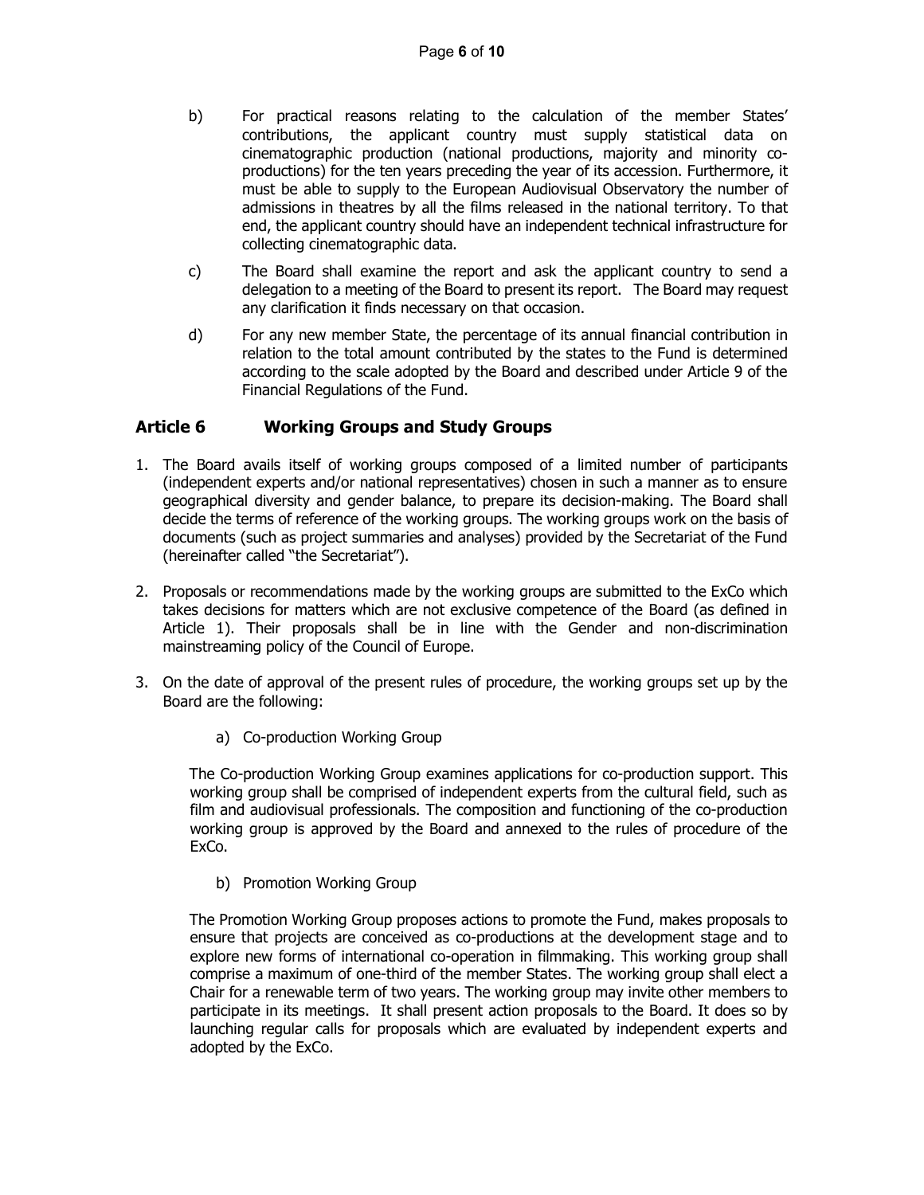b) For practical reasons relating to the calculation of the member States' contributions, the applicant country must supply statistical data on cinematographic production (national productions, majority and minority co-productions) for the ten years preceding the year of its accession. Furthermore, it must be able to supply to the European Audiovisual Observatory the number of admissions in theatres by all the films released in the national territory. To that end, the applicant country should have an independent technical infrastructure for collecting cinematographic data.

c) The Board shall examine the report and ask the applicant country to send a delegation to a meeting of the Board to present its report. The Board may request any clarification it finds necessary on that occasion.

d) For any new member State, the percentage of its annual financial contribution in relation to the total amount contributed by the states to the Fund is determined according to the scale adopted by the Board and described under Article 9 of the Financial Regulations of the Fund.

## Article 6 Working Groups and Study Groups

1. The Board avails itself of working groups composed of a limited number of participants (independent experts and/or national representatives) chosen in such a manner as to ensure geographical diversity and gender balance, to prepare its decision-making. The Board shall decide the terms of reference of the working groups. The working groups work on the basis of documents (such as project summaries and analyses) provided by the Secretariat of the Fund (hereinafter called "the Secretariat").

2. Proposals or recommendations made by the working groups are submitted to the ExCo which takes decisions for matters which are not exclusive competence of the Board (as defined in Article 1). Their proposals shall be in line with the Gender and non-discrimination mainstreaming policy of the Council of Europe.

3. On the date of approval of the present rules of procedure, the working groups set up by the Board are the following:

   a) Co-production Working Group

   The Co-production Working Group examines applications for co-production support. This working group shall be comprised of independent experts from the cultural field, such as film and audiovisual professionals. The composition and functioning of the co-production working group is approved by the Board and annexed to the rules of procedure of the ExCo.

   b) Promotion Working Group

   The Promotion Working Group proposes actions to promote the Fund, makes proposals to ensure that projects are conceived as co-productions at the development stage and to explore new forms of international co-operation in filmmaking. This working group shall comprise a maximum of one-third of the member States. The working group shall elect a Chair for a renewable term of two years. The working group may invite other members to participate in its meetings. It shall present action proposals to the Board. It does so by launching regular calls for proposals which are evaluated by independent experts and adopted by the ExCo.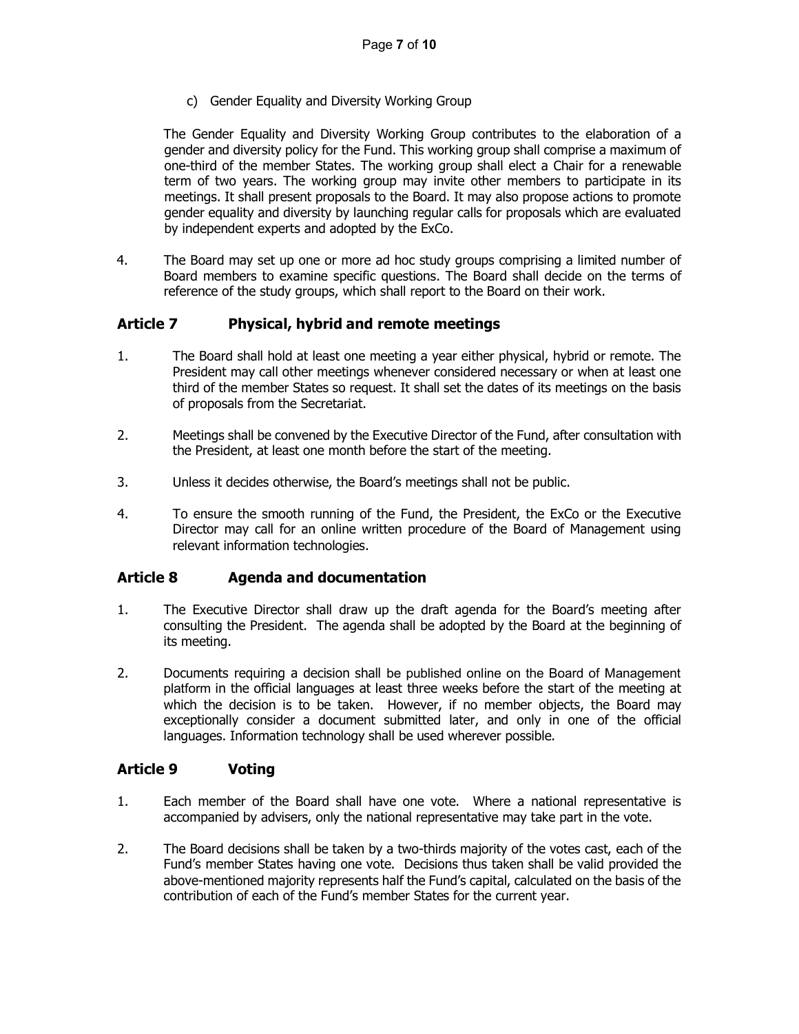c) Gender Equality and Diversity Working Group

The Gender Equality and Diversity Working Group contributes to the elaboration of a gender and diversity policy for the Fund. This working group shall comprise a maximum of one-third of the member States. The working group shall elect a Chair for a renewable term of two years. The working group may invite other members to participate in its meetings. It shall present proposals to the Board. It may also propose actions to promote gender equality and diversity by launching regular calls for proposals which are evaluated by independent experts and adopted by the ExCo.

4. The Board may set up one or more ad hoc study groups comprising a limited number of Board members to examine specific questions. The Board shall decide on the terms of reference of the study groups, which shall report to the Board on their work.

## Article 7 Physical, hybrid and remote meetings

1. The Board shall hold at least one meeting a year either physical, hybrid or remote. The President may call other meetings whenever considered necessary or when at least one third of the member States so request. It shall set the dates of its meetings on the basis of proposals from the Secretariat.

2. Meetings shall be convened by the Executive Director of the Fund, after consultation with the President, at least one month before the start of the meeting.

3. Unless it decides otherwise, the Board's meetings shall not be public.

4. To ensure the smooth running of the Fund, the President, the ExCo or the Executive Director may call for an online written procedure of the Board of Management using relevant information technologies.

## Article 8 Agenda and documentation

1. The Executive Director shall draw up the draft agenda for the Board's meeting after consulting the President. The agenda shall be adopted by the Board at the beginning of its meeting.

2. Documents requiring a decision shall be published online on the Board of Management platform in the official languages at least three weeks before the start of the meeting at which the decision is to be taken. However, if no member objects, the Board may exceptionally consider a document submitted later, and only in one of the official languages. Information technology shall be used wherever possible.

## Article 9 Voting

1. Each member of the Board shall have one vote. Where a national representative is accompanied by advisers, only the national representative may take part in the vote.

2. The Board decisions shall be taken by a two-thirds majority of the votes cast, each of the Fund's member States having one vote. Decisions thus taken shall be valid provided the above-mentioned majority represents half the Fund's capital, calculated on the basis of the contribution of each of the Fund's member States for the current year.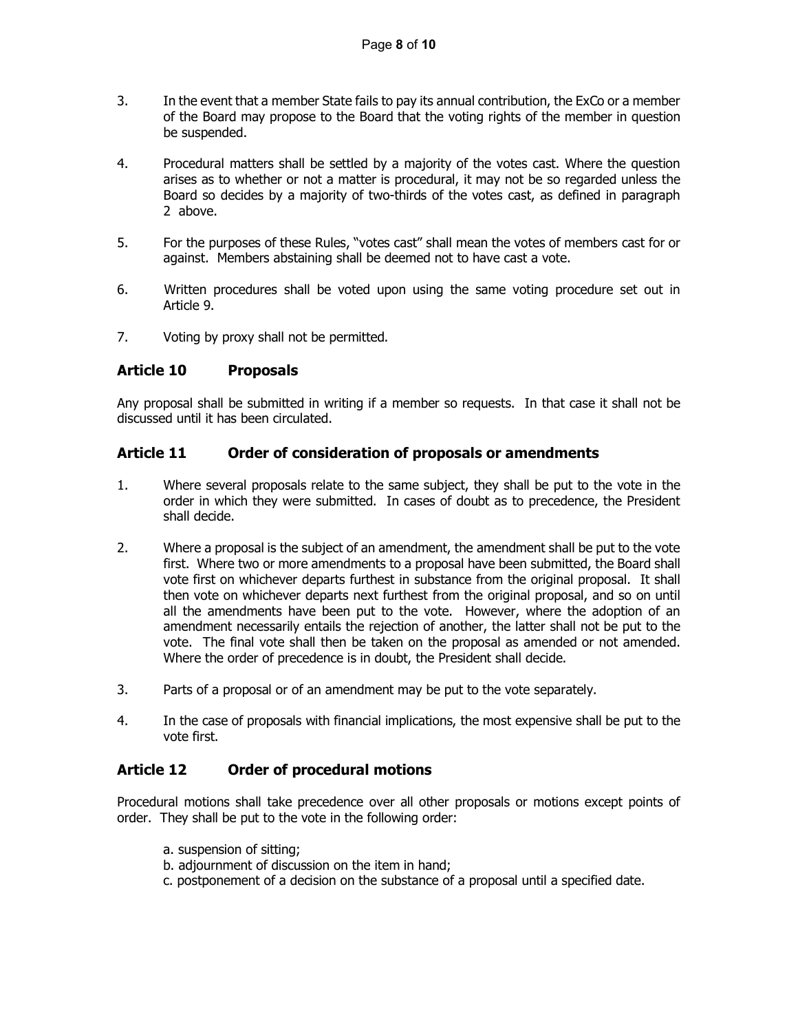3. In the event that a member State fails to pay its annual contribution, the ExCo or a member of the Board may propose to the Board that the voting rights of the member in question be suspended.

4. Procedural matters shall be settled by a majority of the votes cast. Where the question arises as to whether or not a matter is procedural, it may not be so regarded unless the Board so decides by a majority of two-thirds of the votes cast, as defined in paragraph 2 above.

5. For the purposes of these Rules, "votes cast" shall mean the votes of members cast for or against. Members abstaining shall be deemed not to have cast a vote.

6. Written procedures shall be voted upon using the same voting procedure set out in Article 9.

7. Voting by proxy shall not be permitted.

## Article 10 Proposals

Any proposal shall be submitted in writing if a member so requests. In that case it shall not be discussed until it has been circulated.

## Article 11 Order of consideration of proposals or amendments

1. Where several proposals relate to the same subject, they shall be put to the vote in the order in which they were submitted. In cases of doubt as to precedence, the President shall decide.

2. Where a proposal is the subject of an amendment, the amendment shall be put to the vote first. Where two or more amendments to a proposal have been submitted, the Board shall vote first on whichever departs furthest in substance from the original proposal. It shall then vote on whichever departs next furthest from the original proposal, and so on until all the amendments have been put to the vote. However, where the adoption of an amendment necessarily entails the rejection of another, the latter shall not be put to the vote. The final vote shall then be taken on the proposal as amended or not amended. Where the order of precedence is in doubt, the President shall decide.

3. Parts of a proposal or of an amendment may be put to the vote separately.

4. In the case of proposals with financial implications, the most expensive shall be put to the vote first.

## Article 12 Order of procedural motions

Procedural motions shall take precedence over all other proposals or motions except points of order. They shall be put to the vote in the following order:

a. suspension of sitting;
b. adjournment of discussion on the item in hand;
c. postponement of a decision on the substance of a proposal until a specified date.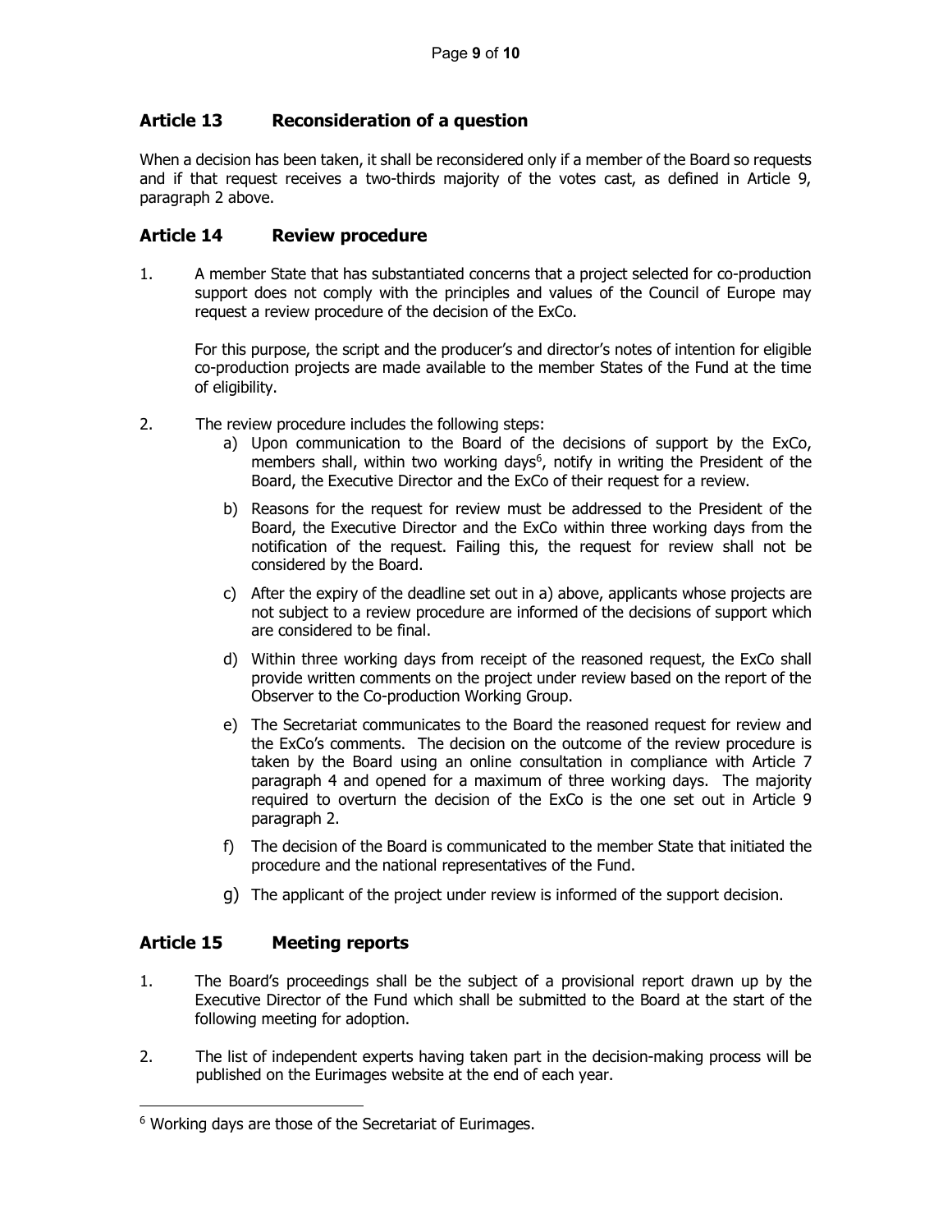## Article 13 Reconsideration of a question

When a decision has been taken, it shall be reconsidered only if a member of the Board so requests and if that request receives a two-thirds majority of the votes cast, as defined in Article 9, paragraph 2 above.

## Article 14 Review procedure

1. A member State that has substantiated concerns that a project selected for co-production support does not comply with the principles and values of the Council of Europe may request a review procedure of the decision of the ExCo.

   For this purpose, the script and the producer's and director's notes of intention for eligible co-production projects are made available to the member States of the Fund at the time of eligibility.

2. The review procedure includes the following steps:
   a) Upon communication to the Board of the decisions of support by the ExCo, members shall, within two working days[6], notify in writing the President of the Board, the Executive Director and the ExCo of their request for a review.
   b) Reasons for the request for review must be addressed to the President of the Board, the Executive Director and the ExCo within three working days from the notification of the request. Failing this, the request for review shall not be considered by the Board.
   c) After the expiry of the deadline set out in a) above, applicants whose projects are not subject to a review procedure are informed of the decisions of support which are considered to be final.
   d) Within three working days from receipt of the reasoned request, the ExCo shall provide written comments on the project under review based on the report of the Observer to the Co-production Working Group.
   e) The Secretariat communicates to the Board the reasoned request for review and the ExCo's comments. The decision on the outcome of the review procedure is taken by the Board using an online consultation in compliance with Article 7 paragraph 4 and opened for a maximum of three working days. The majority required to overturn the decision of the ExCo is the one set out in Article 9 paragraph 2.
   f) The decision of the Board is communicated to the member State that initiated the procedure and the national representatives of the Fund.
   g) The applicant of the project under review is informed of the support decision.

## Article 15 Meeting reports

1. The Board's proceedings shall be the subject of a provisional report drawn up by the Executive Director of the Fund which shall be submitted to the Board at the start of the following meeting for adoption.

2. The list of independent experts having taken part in the decision-making process will be published on the Eurimages website at the end of each year.

---

[6] Working days are those of the Secretariat of Eurimages.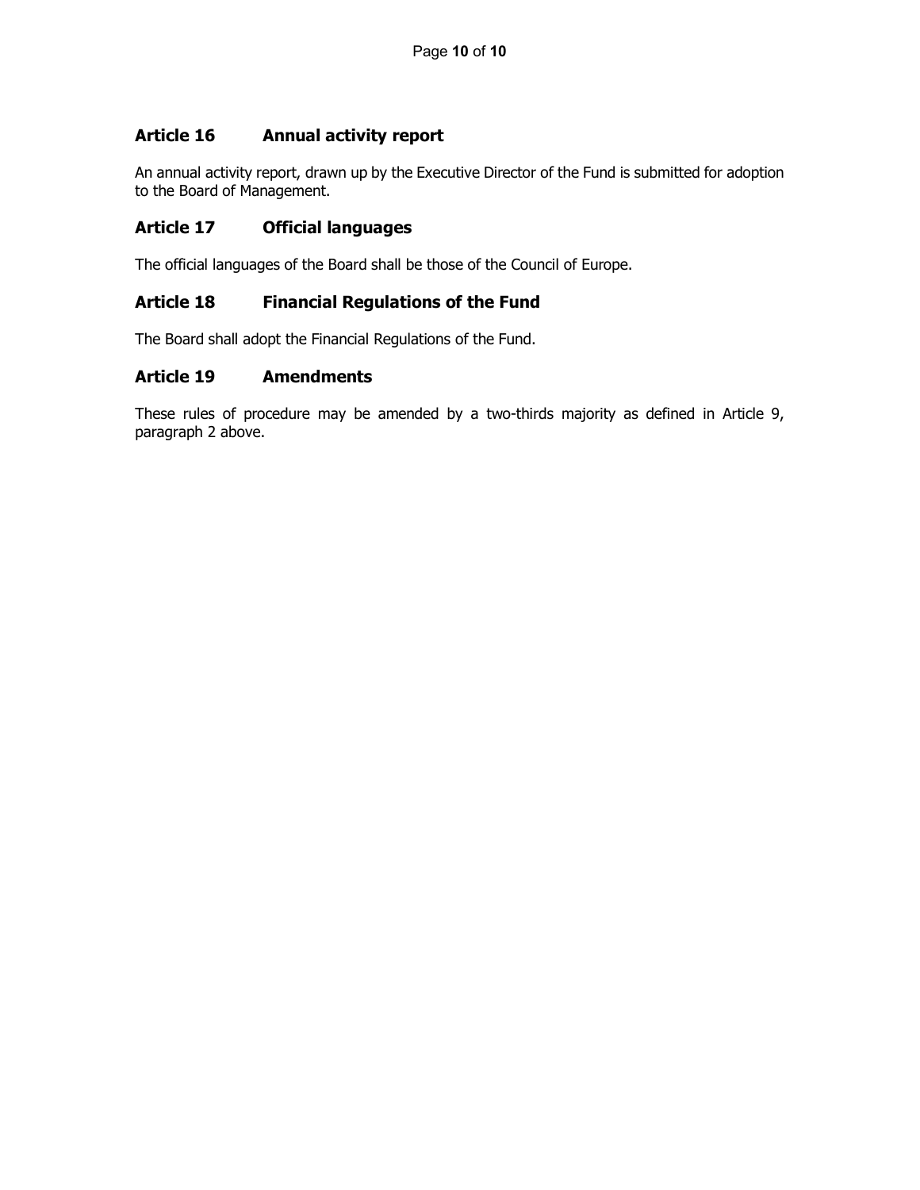## Article 16 Annual activity report

An annual activity report, drawn up by the Executive Director of the Fund is submitted for adoption to the Board of Management.

## Article 17 Official languages

The official languages of the Board shall be those of the Council of Europe.

## Article 18 Financial Regulations of the Fund

The Board shall adopt the Financial Regulations of the Fund.

## Article 19 Amendments

These rules of procedure may be amended by a two-thirds majority as defined in Article 9, paragraph 2 above.